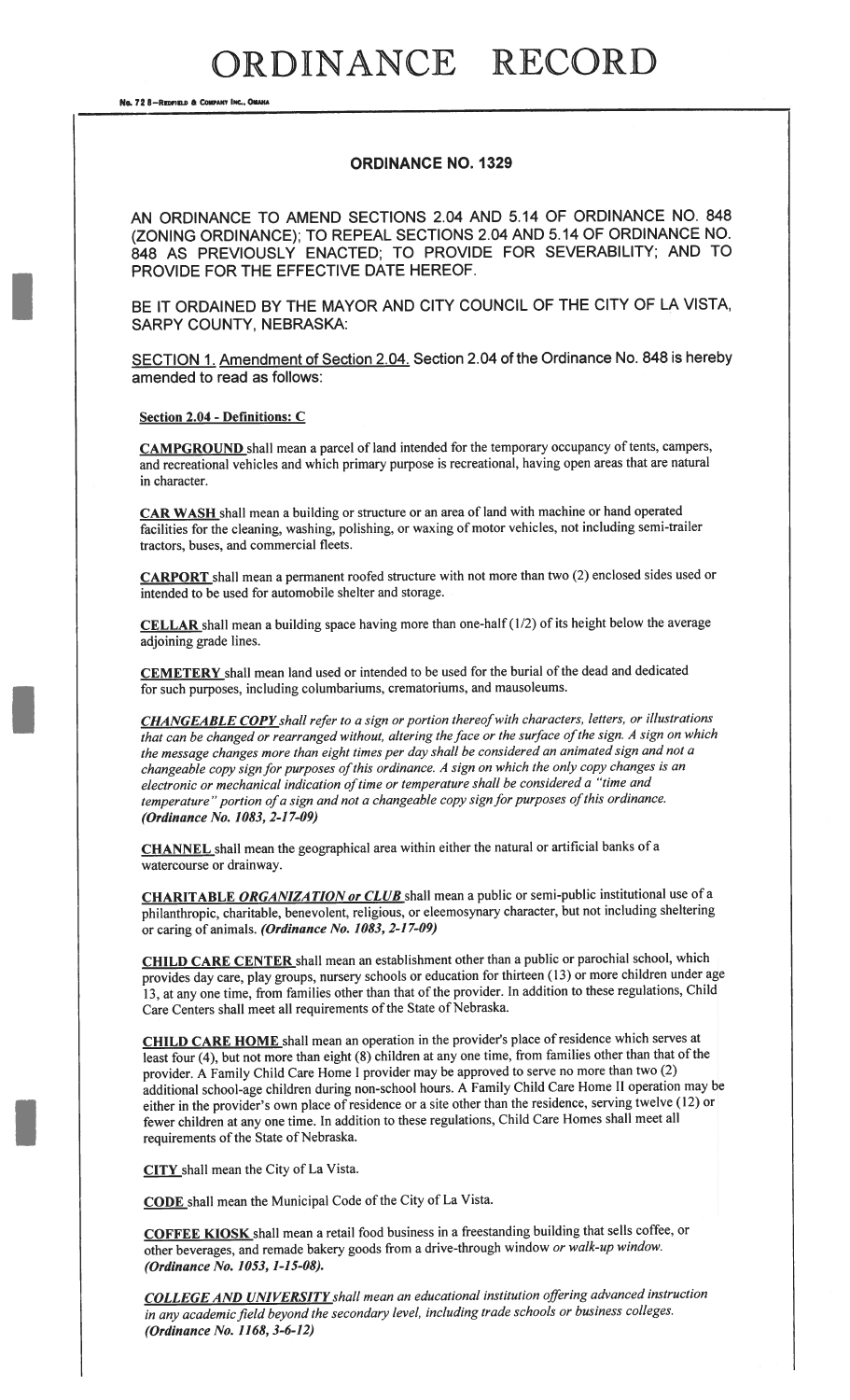# ORDINANCE RECORD

## ORDINANCE NO. 1329

AN ORDINANCE TO AMEND SECTIONS 2.04 AND 5.14 OF ORDINANCE NO. 848 (ZONING ORDINANCE); TO REPEAL SECTIONS 2.04 AND 5.14 OF ORDINANCE NO. 848 AS PREVIOUSLY ENACTED; TO PROVIDE FOR SEVERABILITY; AND TO PROVIDE FOR THE EFFECTIVE DATE HEREOF.

BE IT ORDAINED BY THE MAYOR AND CITY COUNCIL OF THE CITY OF LA VISTA, SARPY COUNTY, NEBRASKA:

SECTION 1. Amendment of Section 2.04. Section 2.04 of the Ordinance No. 848 is hereby amended to read as follows:

**Section 2.04 - Definitions: C**

**CAMPGROUND** shall mean a parcel of land intended for the temporary occupancy of tents, campers, and recreational vehicles and which primary purpose is recreational, having open areas that are natural in character.

**CAR WASH** shall mean a building or structure or an area of land with machine or hand operated facilities for the cleaning, washing, polishing, or waxing of motor vehicles, not including semi-trailer tractors, buses, and commercial fleets.

**CARPORT** shall mean a permanent roofed structure with not more than two (2) enclosed sides used or intended to be used for automobile shelter and storage.

**CELLAR** shall mean a building space having more than one-half (1/2) of its height below the average adjoining grade lines.

**CEMETERY** shall mean land used or intended to be used for the burial of the dead and dedicated for such purposes, including columbariums, crematoriums, and mausoleums.

***CHANGEABLE COPY*** *shall refer to a sign or portion thereof with characters, letters, or illustrations that can be changed or rearranged without, altering the face or the surface of the sign. A sign on which the message changes more than eight times per day shall be considered an animated sign and not a changeable copy sign for purposes of this ordinance. A sign on which the only copy changes is an electronic or mechanical indication of time or temperature shall be considered a "time and temperature" portion of a sign and not a changeable copy sign for purposes of this ordinance.* ***(Ordinance No. 1083, 2-17-09)***

**CHANNEL** shall mean the geographical area within either the natural or artificial banks of a watercourse or drainway.

**CHARITABLE *ORGANIZATION or CLUB*** shall mean a public or semi-public institutional use of a philanthropic, charitable, benevolent, religious, or eleemosynary character, but not including sheltering or caring of animals. ***(Ordinance No. 1083, 2-17-09)***

**CHILD CARE CENTER** shall mean an establishment other than a public or parochial school, which provides day care, play groups, nursery schools or education for thirteen (13) or more children under age 13, at any one time, from families other than that of the provider. In addition to these regulations, Child Care Centers shall meet all requirements of the State of Nebraska.

**CHILD CARE HOME** shall mean an operation in the provider's place of residence which serves at least four (4), but not more than eight (8) children at any one time, from families other than that of the provider. A Family Child Care Home I provider may be approved to serve no more than two (2) additional school-age children during non-school hours. A Family Child Care Home II operation may be either in the provider's own place of residence or a site other than the residence, serving twelve (12) or fewer children at any one time. In addition to these regulations, Child Care Homes shall meet all requirements of the State of Nebraska.

**CITY** shall mean the City of La Vista.

**CODE** shall mean the Municipal Code of the City of La Vista.

**COFFEE KIOSK** shall mean a retail food business in a freestanding building that sells coffee, or other beverages, and remade bakery goods from a drive-through window *or walk-up window*. ***(Ordinance No. 1053, 1-15-08).***

***COLLEGE AND UNIVERSITY*** *shall mean an educational institution offering advanced instruction in any academic field beyond the secondary level, including trade schools or business colleges.* ***(Ordinance No. 1168, 3-6-12)***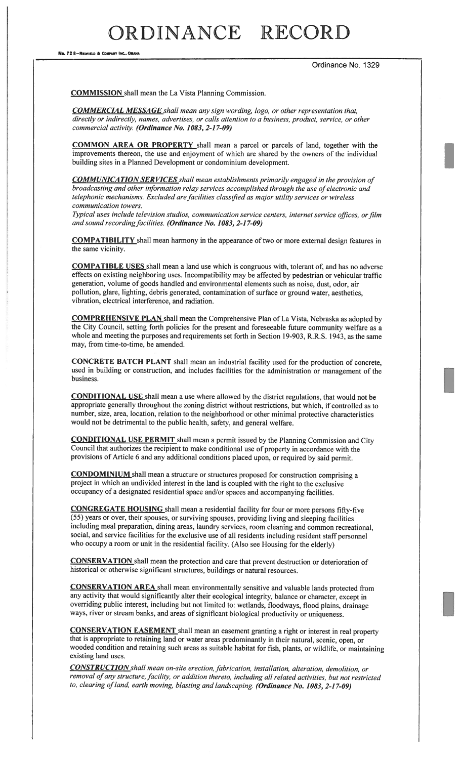Ordinance No. 1329

**COMMISSION** shall mean the La Vista Planning Commission.

***COMMERCIAL MESSAGE*** *shall mean any sign wording, logo, or other representation that, directly or indirectly, names, advertises, or calls attention to a business, product, service, or other commercial activity.* ***(Ordinance No. 1083, 2-17-09)***

**COMMON AREA OR PROPERTY** shall mean a parcel or parcels of land, together with the improvements thereon, the use and enjoyment of which are shared by the owners of the individual building sites in a Planned Development or condominium development.

***COMMUNICATION SERVICES*** *shall mean establishments primarily engaged in the provision of broadcasting and other information relay services accomplished through the use of electronic and telephonic mechanisms. Excluded are facilities classified as major utility services or wireless communication towers.*
*Typical uses include television studios, communication service centers, internet service offices, or film and sound recording facilities.* ***(Ordinance No. 1083, 2-17-09)***

**COMPATIBILITY** shall mean harmony in the appearance of two or more external design features in the same vicinity.

**COMPATIBLE USES** shall mean a land use which is congruous with, tolerant of, and has no adverse effects on existing neighboring uses. Incompatibility may be affected by pedestrian or vehicular traffic generation, volume of goods handled and environmental elements such as noise, dust, odor, air pollution, glare, lighting, debris generated, contamination of surface or ground water, aesthetics, vibration, electrical interference, and radiation.

**COMPREHENSIVE PLAN** shall mean the Comprehensive Plan of La Vista, Nebraska as adopted by the City Council, setting forth policies for the present and foreseeable future community welfare as a whole and meeting the purposes and requirements set forth in Section 19-903, R.R.S. 1943, as the same may, from time-to-time, be amended.

**CONCRETE BATCH PLANT** shall mean an industrial facility used for the production of concrete, used in building or construction, and includes facilities for the administration or management of the business.

**CONDITIONAL USE** shall mean a use where allowed by the district regulations, that would not be appropriate generally throughout the zoning district without restrictions, but which, if controlled as to number, size, area, location, relation to the neighborhood or other minimal protective characteristics would not be detrimental to the public health, safety, and general welfare.

**CONDITIONAL USE PERMIT** shall mean a permit issued by the Planning Commission and City Council that authorizes the recipient to make conditional use of property in accordance with the provisions of Article 6 and any additional conditions placed upon, or required by said permit.

**CONDOMINIUM** shall mean a structure or structures proposed for construction comprising a project in which an undivided interest in the land is coupled with the right to the exclusive occupancy of a designated residential space and/or spaces and accompanying facilities.

**CONGREGATE HOUSING** shall mean a residential facility for four or more persons fifty-five (55) years or over, their spouses, or surviving spouses, providing living and sleeping facilities including meal preparation, dining areas, laundry services, room cleaning and common recreational, social, and service facilities for the exclusive use of all residents including resident staff personnel who occupy a room or unit in the residential facility. (Also see Housing for the elderly)

**CONSERVATION** shall mean the protection and care that prevent destruction or deterioration of historical or otherwise significant structures, buildings or natural resources.

**CONSERVATION AREA** shall mean environmentally sensitive and valuable lands protected from any activity that would significantly alter their ecological integrity, balance or character, except in overriding public interest, including but not limited to: wetlands, floodways, flood plains, drainage ways, river or stream banks, and areas of significant biological productivity or uniqueness.

**CONSERVATION EASEMENT** shall mean an easement granting a right or interest in real property that is appropriate to retaining land or water areas predominantly in their natural, scenic, open, or wooded condition and retaining such areas as suitable habitat for fish, plants, or wildlife, or maintaining existing land uses.

***CONSTRUCTION*** *shall mean on-site erection, fabrication, installation, alteration, demolition, or removal of any structure, facility, or addition thereto, including all related activities, but not restricted to, clearing of land, earth moving, blasting and landscaping.* ***(Ordinance No. 1083, 2-17-09)***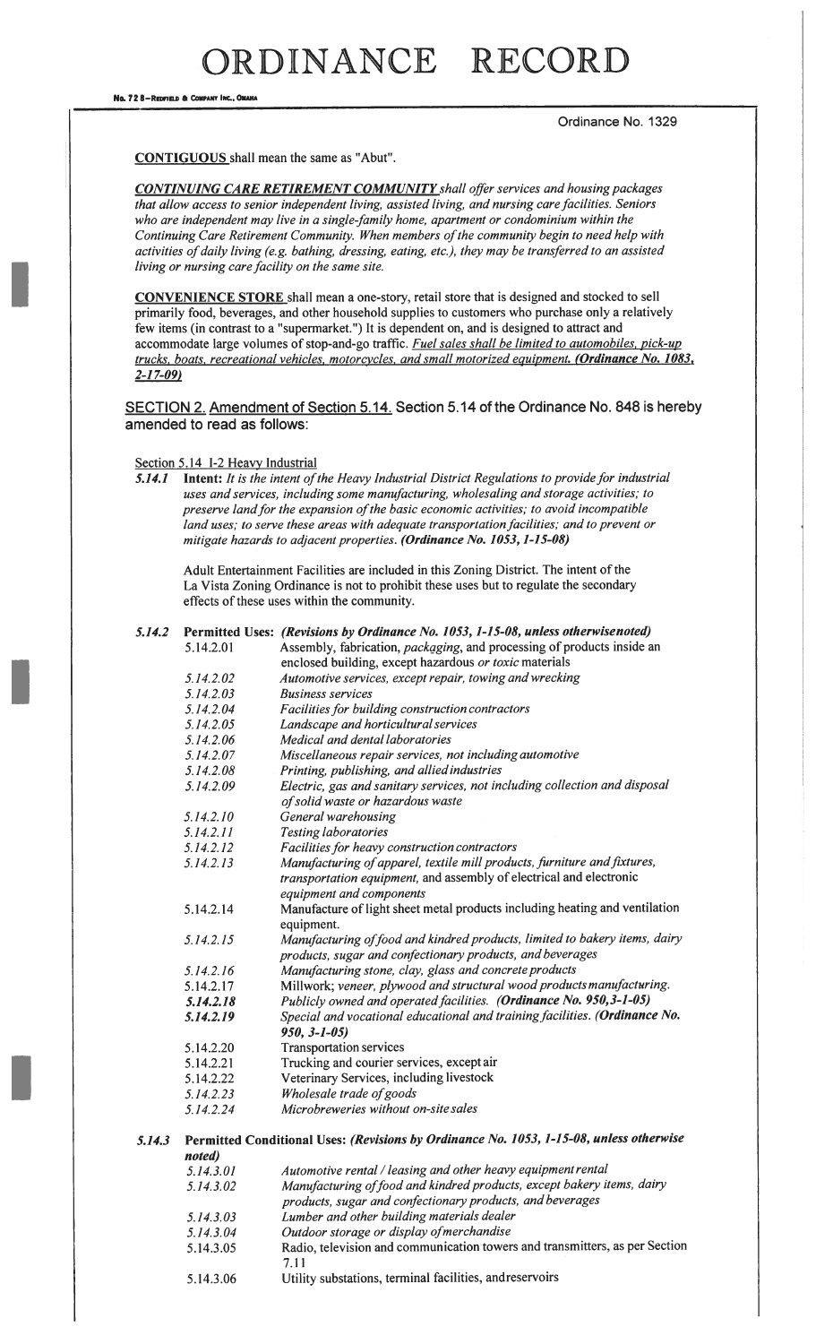Ordinance No. 1329

**CONTIGUOUS** shall mean the same as "Abut".

***CONTINUING CARE RETIREMENT COMMUNITY*** *shall offer services and housing packages that allow access to senior independent living, assisted living, and nursing care facilities. Seniors who are independent may live in a single-family home, apartment or condominium within the Continuing Care Retirement Community. When members of the community begin to need help with activities of daily living (e.g. bathing, dressing, eating, etc.), they may be transferred to an assisted living or nursing care facility on the same site.*

**CONVENIENCE STORE** shall mean a one-story, retail store that is designed and stocked to sell primarily food, beverages, and other household supplies to customers who purchase only a relatively few items (in contrast to a "supermarket.") It is dependent on, and is designed to attract and accommodate large volumes of stop-and-go traffic. *Fuel sales shall be limited to automobiles, pick-up trucks, boats, recreational vehicles, motorcycles, and small motorized equipment.* ***(Ordinance No. 1083, 2-17-09)***

SECTION 2. Amendment of Section 5.14. Section 5.14 of the Ordinance No. 848 is hereby amended to read as follows:

Section 5.14 I-2 Heavy Industrial

***5.14.1*** **Intent:** *It is the intent of the Heavy Industrial District Regulations to provide for industrial uses and services, including some manufacturing, wholesaling and storage activities; to preserve land for the expansion of the basic economic activities; to avoid incompatible land uses; to serve these areas with adequate transportation facilities; and to prevent or mitigate hazards to adjacent properties.* ***(Ordinance No. 1053, 1-15-08)***

Adult Entertainment Facilities are included in this Zoning District. The intent of the La Vista Zoning Ordinance is not to prohibit these uses but to regulate the secondary effects of these uses within the community.

***5.14.2*** **Permitted Uses:** ***(Revisions by Ordinance No. 1053, 1-15-08, unless otherwise noted)***

- 5.14.2.01 Assembly, fabrication, *packaging*, and processing of products inside an enclosed building, except hazardous *or toxic* materials
- *5.14.2.02 Automotive services, except repair, towing and wrecking*
- *5.14.2.03 Business services*
- *5.14.2.04 Facilities for building construction contractors*
- *5.14.2.05 Landscape and horticultural services*
- *5.14.2.06 Medical and dental laboratories*
- *5.14.2.07 Miscellaneous repair services, not including automotive*
- *5.14.2.08 Printing, publishing, and allied industries*
- *5.14.2.09 Electric, gas and sanitary services, not including collection and disposal of solid waste or hazardous waste*
- *5.14.2.10 General warehousing*
- *5.14.2.11 Testing laboratories*
- *5.14.2.12 Facilities for heavy construction contractors*
- *5.14.2.13 Manufacturing of apparel, textile mill products, furniture and fixtures, transportation equipment,* and assembly of electrical and electronic equipment and components
- 5.14.2.14 Manufacture of light sheet metal products including heating and ventilation equipment.
- *5.14.2.15 Manufacturing of food and kindred products, limited to bakery items, dairy products, sugar and confectionary products, and beverages*
- *5.14.2.16 Manufacturing stone, clay, glass and concrete products*
- 5.14.2.17 Millwork; *veneer, plywood and structural wood products manufacturing.*
- ***5.14.2.18*** *Publicly owned and operated facilities.* ***(Ordinance No. 950, 3-1-05)***
- ***5.14.2.19*** *Special and vocational educational and training facilities.* ***(Ordinance No. 950, 3-1-05)***
- 5.14.2.20 Transportation services
- 5.14.2.21 Trucking and courier services, except air
- 5.14.2.22 Veterinary Services, including livestock
- *5.14.2.23 Wholesale trade of goods*
- *5.14.2.24 Microbreweries without on-site sales*

***5.14.3*** **Permitted Conditional Uses:** ***(Revisions by Ordinance No. 1053, 1-15-08, unless otherwise noted)***

- *5.14.3.01 Automotive rental / leasing and other heavy equipment rental*
- *5.14.3.02 Manufacturing of food and kindred products, except bakery items, dairy products, sugar and confectionary products, and beverages*
- *5.14.3.03 Lumber and other building materials dealer*
- *5.14.3.04 Outdoor storage or display of merchandise*
- 5.14.3.05 Radio, television and communication towers and transmitters, as per Section 7.11
- 5.14.3.06 Utility substations, terminal facilities, and reservoirs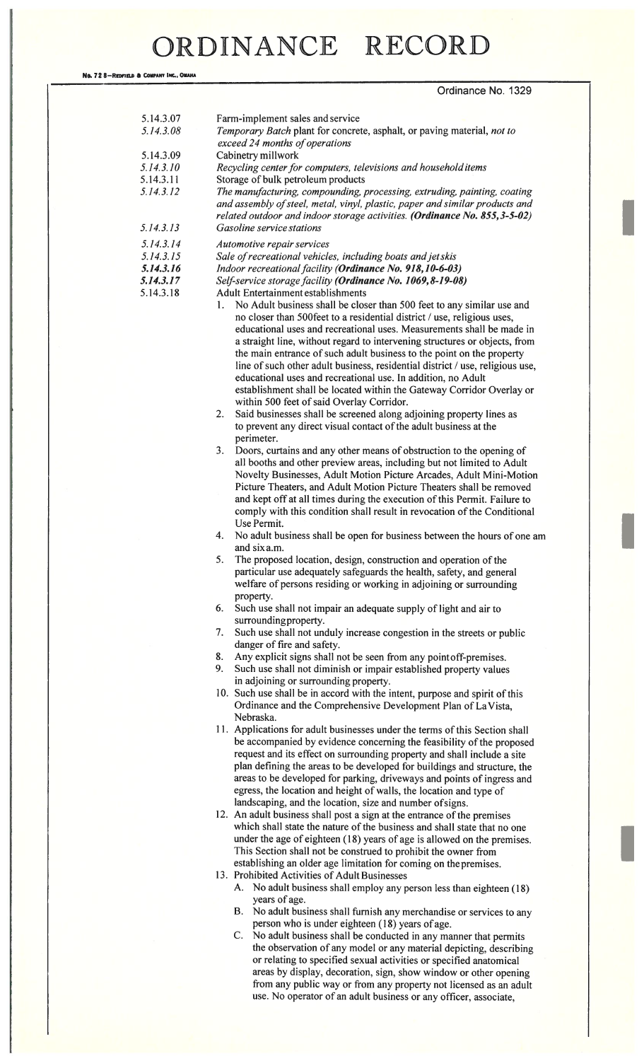Ordinance No. 1329

5.14.3.07 Farm-implement sales and service

*5.14.3.08* *Temporary Batch* plant for concrete, asphalt, or paving material, *not to exceed 24 months of operations*

5.14.3.09 Cabinetry millwork

*5.14.3.10* *Recycling center for computers, televisions and household items*

5.14.3.11 Storage of bulk petroleum products

*5.14.3.12* *The manufacturing, compounding, processing, extruding, painting, coating and assembly of steel, metal, vinyl, plastic, paper and similar products and related outdoor and indoor storage activities.* ***(Ordinance No. 855, 3-5-02)***

*5.14.3.13* *Gasoline service stations*

*5.14.3.14* *Automotive repair services*

*5.14.3.15* *Sale of recreational vehicles, including boats and jet skis*

***5.14.3.16*** *Indoor recreational facility* ***(Ordinance No. 918, 10-6-03)***

***5.14.3.17*** *Self-service storage facility* ***(Ordinance No. 1069, 8-19-08)***

5.14.3.18 Adult Entertainment establishments

1. No Adult business shall be closer than 500 feet to any similar use and no closer than 500feet to a residential district / use, religious uses, educational uses and recreational uses. Measurements shall be made in a straight line, without regard to intervening structures or objects, from the main entrance of such adult business to the point on the property line of such other adult business, residential district / use, religious use, educational uses and recreational use. In addition, no Adult establishment shall be located within the Gateway Corridor Overlay or within 500 feet of said Overlay Corridor.
2. Said businesses shall be screened along adjoining property lines as to prevent any direct visual contact of the adult business at the perimeter.
3. Doors, curtains and any other means of obstruction to the opening of all booths and other preview areas, including but not limited to Adult Novelty Businesses, Adult Motion Picture Arcades, Adult Mini-Motion Picture Theaters, and Adult Motion Picture Theaters shall be removed and kept off at all times during the execution of this Permit. Failure to comply with this condition shall result in revocation of the Conditional Use Permit.
4. No adult business shall be open for business between the hours of one am and six a.m.
5. The proposed location, design, construction and operation of the particular use adequately safeguards the health, safety, and general welfare of persons residing or working in adjoining or surrounding property.
6. Such use shall not impair an adequate supply of light and air to surroundingproperty.
7. Such use shall not unduly increase congestion in the streets or public danger of fire and safety.
8. Any explicit signs shall not be seen from any pointoff-premises.
9. Such use shall not diminish or impair established property values in adjoining or surrounding property.
10. Such use shall be in accord with the intent, purpose and spirit of this Ordinance and the Comprehensive Development Plan of La Vista, Nebraska.
11. Applications for adult businesses under the terms of this Section shall be accompanied by evidence concerning the feasibility of the proposed request and its effect on surrounding property and shall include a site plan defining the areas to be developed for buildings and structure, the areas to be developed for parking, driveways and points of ingress and egress, the location and height of walls, the location and type of landscaping, and the location, size and number ofsigns.
12. An adult business shall post a sign at the entrance of the premises which shall state the nature of the business and shall state that no one under the age of eighteen (18) years of age is allowed on the premises. This Section shall not be construed to prohibit the owner from establishing an older age limitation for coming on thepremises.
13. Prohibited Activities of Adult Businesses
   A. No adult business shall employ any person less than eighteen (18) years of age.
   B. No adult business shall furnish any merchandise or services to any person who is under eighteen (18) years of age.
   C. No adult business shall be conducted in any manner that permits the observation of any model or any material depicting, describing or relating to specified sexual activities or specified anatomical areas by display, decoration, sign, show window or other opening from any public way or from any property not licensed as an adult use. No operator of an adult business or any officer, associate,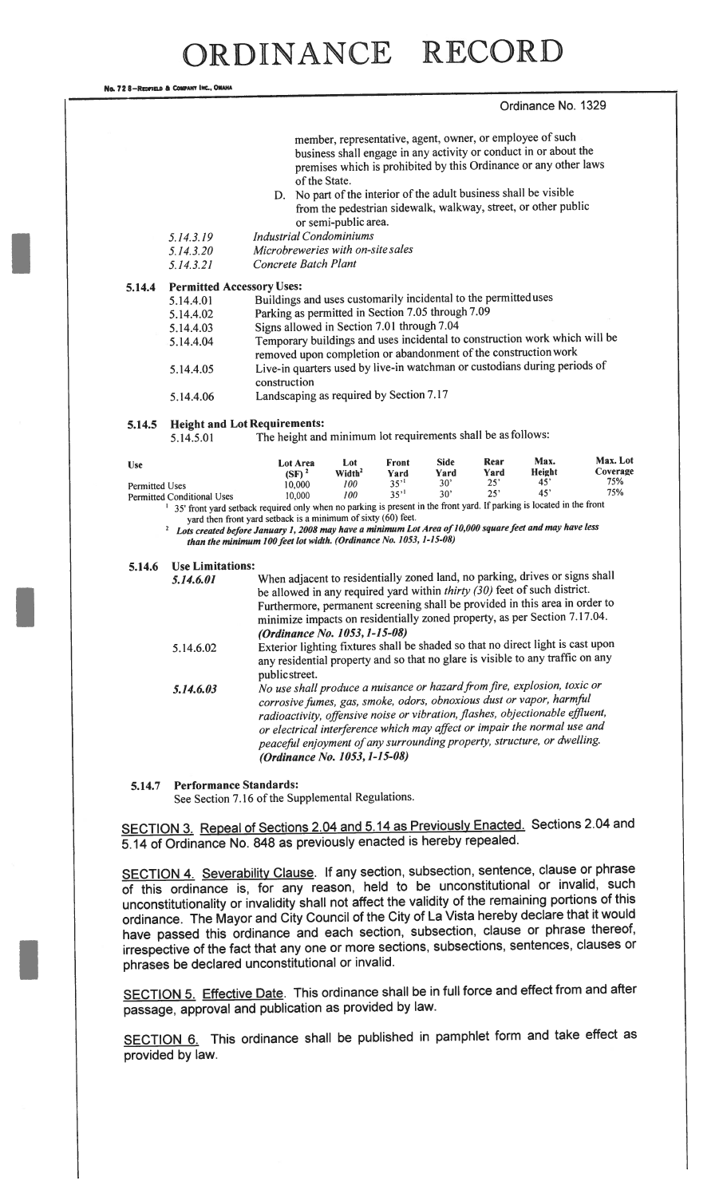Ordinance No. 1329

member, representative, agent, owner, or employee of such business shall engage in any activity or conduct in or about the premises which is prohibited by this Ordinance or any other laws of the State.

D. No part of the interior of the adult business shall be visible from the pedestrian sidewalk, walkway, street, or other public or semi-public area.

*5.14.3.19* *Industrial Condominiums*

*5.14.3.20* *Microbreweries with on-site sales*

*5.14.3.21* *Concrete Batch Plant*

**5.14.4 Permitted Accessory Uses:**

5.14.4.01 Buildings and uses customarily incidental to the permitted uses

5.14.4.02 Parking as permitted in Section 7.05 through 7.09

5.14.4.03 Signs allowed in Section 7.01 through 7.04

5.14.4.04 Temporary buildings and uses incidental to construction work which will be removed upon completion or abandonment of the construction work

5.14.4.05 Live-in quarters used by live-in watchman or custodians during periods of construction

5.14.4.06 Landscaping as required by Section 7.17

**5.14.5 Height and Lot Requirements:**

5.14.5.01 The height and minimum lot requirements shall be as follows:

| Use | Lot Area (SF) [2] | Lot Width [2] | Front Yard | Side Yard | Rear Yard | Max. Height | Max. Lot Coverage |
|---|---|---|---|---|---|---|---|
| Permitted Uses | 10,000 | *100* | 35' [1] | 30' | 25' | 45' | 75% |
| Permitted Conditional Uses | 10,000 | *100* | 35' [1] | 30' | 25' | 45' | 75% |

[1] 35' front yard setback required only when no parking is present in the front yard. If parking is located in the front yard then front yard setback is a minimum of sixty (60) feet.

[2] ***Lots created before January 1, 2008 may have a minimum Lot Area of 10,000 square feet and may have less than the minimum 100 feet lot width. (Ordinance No. 1053, 1-15-08)***

**5.14.6 Use Limitations:**

***5.14.6.01*** When adjacent to residentially zoned land, no parking, drives or signs shall be allowed in any required yard within *thirty (30)* feet of such district. Furthermore, permanent screening shall be provided in this area in order to minimize impacts on residentially zoned property, as per Section 7.17.04. ***(Ordinance No. 1053, 1-15-08)***

5.14.6.02 Exterior lighting fixtures shall be shaded so that no direct light is cast upon any residential property and so that no glare is visible to any traffic on any public street.

***5.14.6.03*** *No use shall produce a nuisance or hazard from fire, explosion, toxic or corrosive fumes, gas, smoke, odors, obnoxious dust or vapor, harmful radioactivity, offensive noise or vibration, flashes, objectionable effluent, or electrical interference which may affect or impair the normal use and peaceful enjoyment of any surrounding property, structure, or dwelling.* ***(Ordinance No. 1053, 1-15-08)***

**5.14.7 Performance Standards:**

See Section 7.16 of the Supplemental Regulations.

<u>SECTION 3. Repeal of Sections 2.04 and 5.14 as Previously Enacted.</u> Sections 2.04 and 5.14 of Ordinance No. 848 as previously enacted is hereby repealed.

<u>SECTION 4. Severability Clause</u>. If any section, subsection, sentence, clause or phrase of this ordinance is, for any reason, held to be unconstitutional or invalid, such unconstitutionality or invalidity shall not affect the validity of the remaining portions of this ordinance. The Mayor and City Council of the City of La Vista hereby declare that it would have passed this ordinance and each section, subsection, clause or phrase thereof, irrespective of the fact that any one or more sections, subsections, sentences, clauses or phrases be declared unconstitutional or invalid.

<u>SECTION 5. Effective Date</u>. This ordinance shall be in full force and effect from and after passage, approval and publication as provided by law.

<u>SECTION 6.</u> This ordinance shall be published in pamphlet form and take effect as provided by law.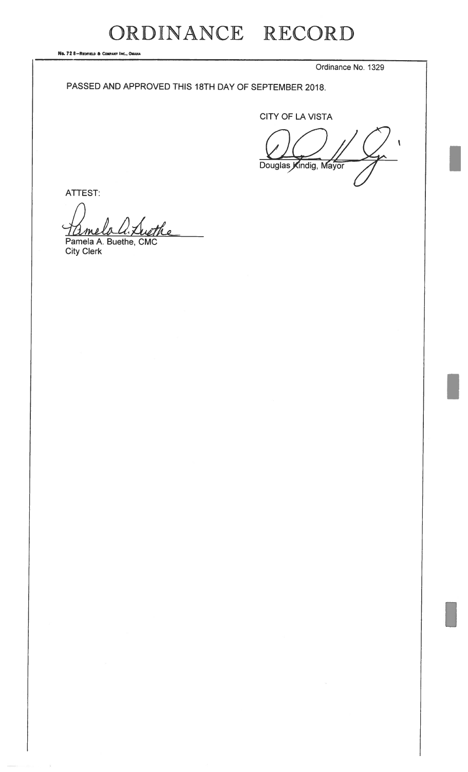# ORDINANCE RECORD

No. 72 8—REDFIELD & COMPANY INC., OMAHA

Ordinance No. 1329

PASSED AND APPROVED THIS 18TH DAY OF SEPTEMBER 2018.

CITY OF LA VISTA

Douglas Kindig, Mayor

ATTEST:

Pamela A. Buethe, CMC
City Clerk